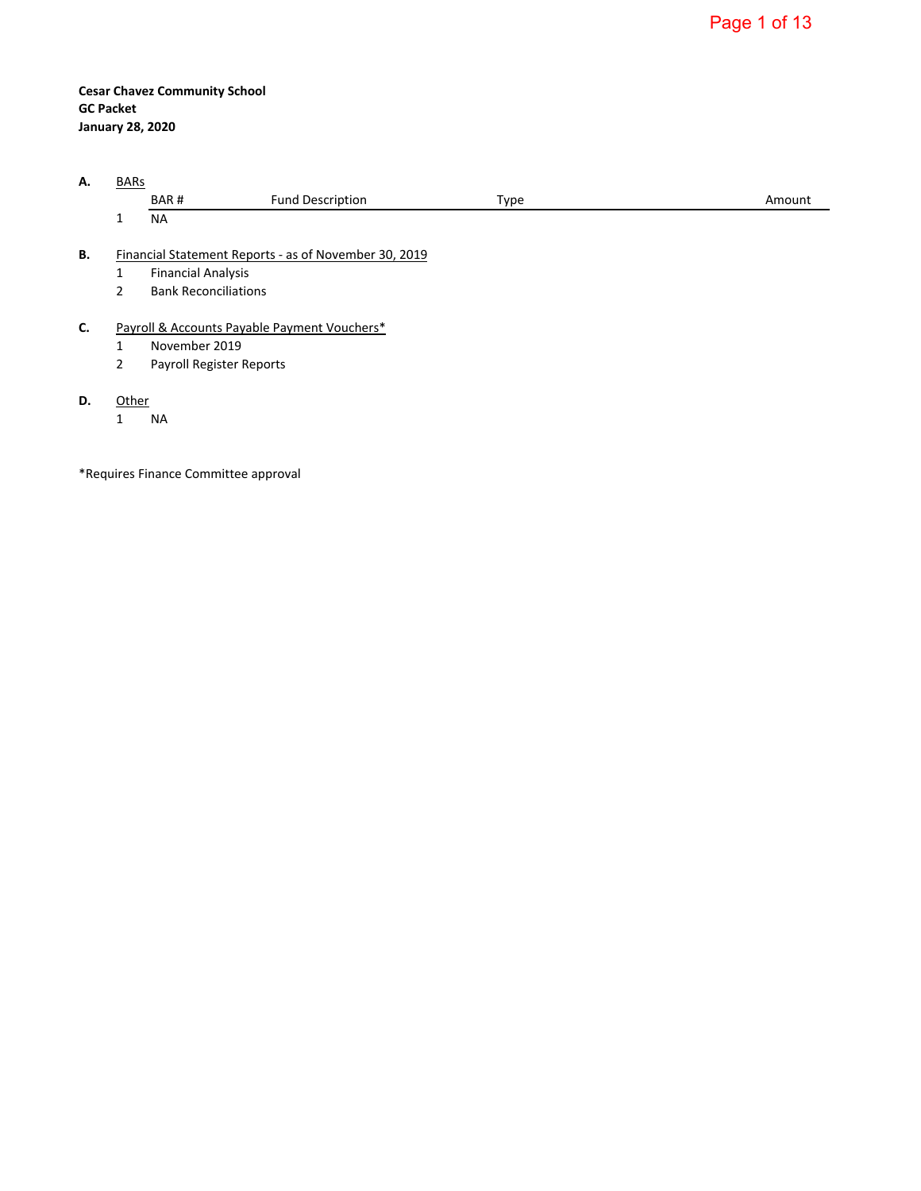**Cesar Chavez Community School**
**GC Packet**
**January 28, 2020**

**A.** BARs

| | BAR # | Fund Description | Type | Amount |
|---|---|---|---|---|
| 1 | NA | | | |

**B.** Financial Statement Reports - as of November 30, 2019

1. Financial Analysis
2. Bank Reconciliations

**C.** Payroll & Accounts Payable Payment Vouchers*

1. November 2019
2. Payroll Register Reports

**D.** Other

1. NA

*Requires Finance Committee approval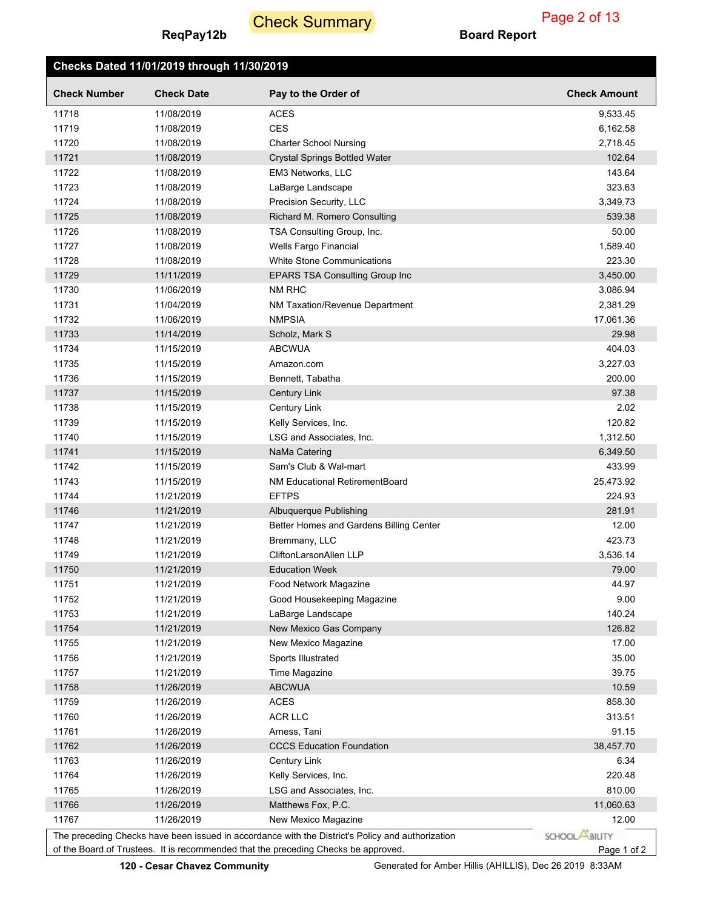# Check Summary

ReqPay12b

Board Report

**Checks Dated 11/01/2019 through 11/30/2019**

| Check Number | Check Date | Pay to the Order of | Check Amount |
|---|---|---|---|
| 11718 | 11/08/2019 | ACES | 9,533.45 |
| 11719 | 11/08/2019 | CES | 6,162.58 |
| 11720 | 11/08/2019 | Charter School Nursing | 2,718.45 |
| 11721 | 11/08/2019 | Crystal Springs Bottled Water | 102.64 |
| 11722 | 11/08/2019 | EM3 Networks, LLC | 143.64 |
| 11723 | 11/08/2019 | LaBarge Landscape | 323.63 |
| 11724 | 11/08/2019 | Precision Security, LLC | 3,349.73 |
| 11725 | 11/08/2019 | Richard M. Romero Consulting | 539.38 |
| 11726 | 11/08/2019 | TSA Consulting Group, Inc. | 50.00 |
| 11727 | 11/08/2019 | Wells Fargo Financial | 1,589.40 |
| 11728 | 11/08/2019 | White Stone Communications | 223.30 |
| 11729 | 11/11/2019 | EPARS TSA Consulting Group Inc | 3,450.00 |
| 11730 | 11/06/2019 | NM RHC | 3,086.94 |
| 11731 | 11/04/2019 | NM Taxation/Revenue Department | 2,381.29 |
| 11732 | 11/06/2019 | NMPSIA | 17,061.36 |
| 11733 | 11/14/2019 | Scholz, Mark S | 29.98 |
| 11734 | 11/15/2019 | ABCWUA | 404.03 |
| 11735 | 11/15/2019 | Amazon.com | 3,227.03 |
| 11736 | 11/15/2019 | Bennett, Tabatha | 200.00 |
| 11737 | 11/15/2019 | Century Link | 97.38 |
| 11738 | 11/15/2019 | Century Link | 2.02 |
| 11739 | 11/15/2019 | Kelly Services, Inc. | 120.82 |
| 11740 | 11/15/2019 | LSG and Associates, Inc. | 1,312.50 |
| 11741 | 11/15/2019 | NaMa Catering | 6,349.50 |
| 11742 | 11/15/2019 | Sam's Club & Wal-mart | 433.99 |
| 11743 | 11/15/2019 | NM Educational RetirementBoard | 25,473.92 |
| 11744 | 11/21/2019 | EFTPS | 224.93 |
| 11746 | 11/21/2019 | Albuquerque Publishing | 281.91 |
| 11747 | 11/21/2019 | Better Homes and Gardens Billing Center | 12.00 |
| 11748 | 11/21/2019 | Bremmany, LLC | 423.73 |
| 11749 | 11/21/2019 | CliftonLarsonAllen LLP | 3,536.14 |
| 11750 | 11/21/2019 | Education Week | 79.00 |
| 11751 | 11/21/2019 | Food Network Magazine | 44.97 |
| 11752 | 11/21/2019 | Good Housekeeping Magazine | 9.00 |
| 11753 | 11/21/2019 | LaBarge Landscape | 140.24 |
| 11754 | 11/21/2019 | New Mexico Gas Company | 126.82 |
| 11755 | 11/21/2019 | New Mexico Magazine | 17.00 |
| 11756 | 11/21/2019 | Sports Illustrated | 35.00 |
| 11757 | 11/21/2019 | Time Magazine | 39.75 |
| 11758 | 11/26/2019 | ABCWUA | 10.59 |
| 11759 | 11/26/2019 | ACES | 858.30 |
| 11760 | 11/26/2019 | ACR LLC | 313.51 |
| 11761 | 11/26/2019 | Arness, Tani | 91.15 |
| 11762 | 11/26/2019 | CCCS Education Foundation | 38,457.70 |
| 11763 | 11/26/2019 | Century Link | 6.34 |
| 11764 | 11/26/2019 | Kelly Services, Inc. | 220.48 |
| 11765 | 11/26/2019 | LSG and Associates, Inc. | 810.00 |
| 11766 | 11/26/2019 | Matthews Fox, P.C. | 11,060.63 |
| 11767 | 11/26/2019 | New Mexico Magazine | 12.00 |

The preceding Checks have been issued in accordance with the District's Policy and authorization of the Board of Trustees. It is recommended that the preceding Checks be approved.

120 - Cesar Chavez Community

Generated for Amber Hillis (AHILLIS), Dec 26 2019 8:33AM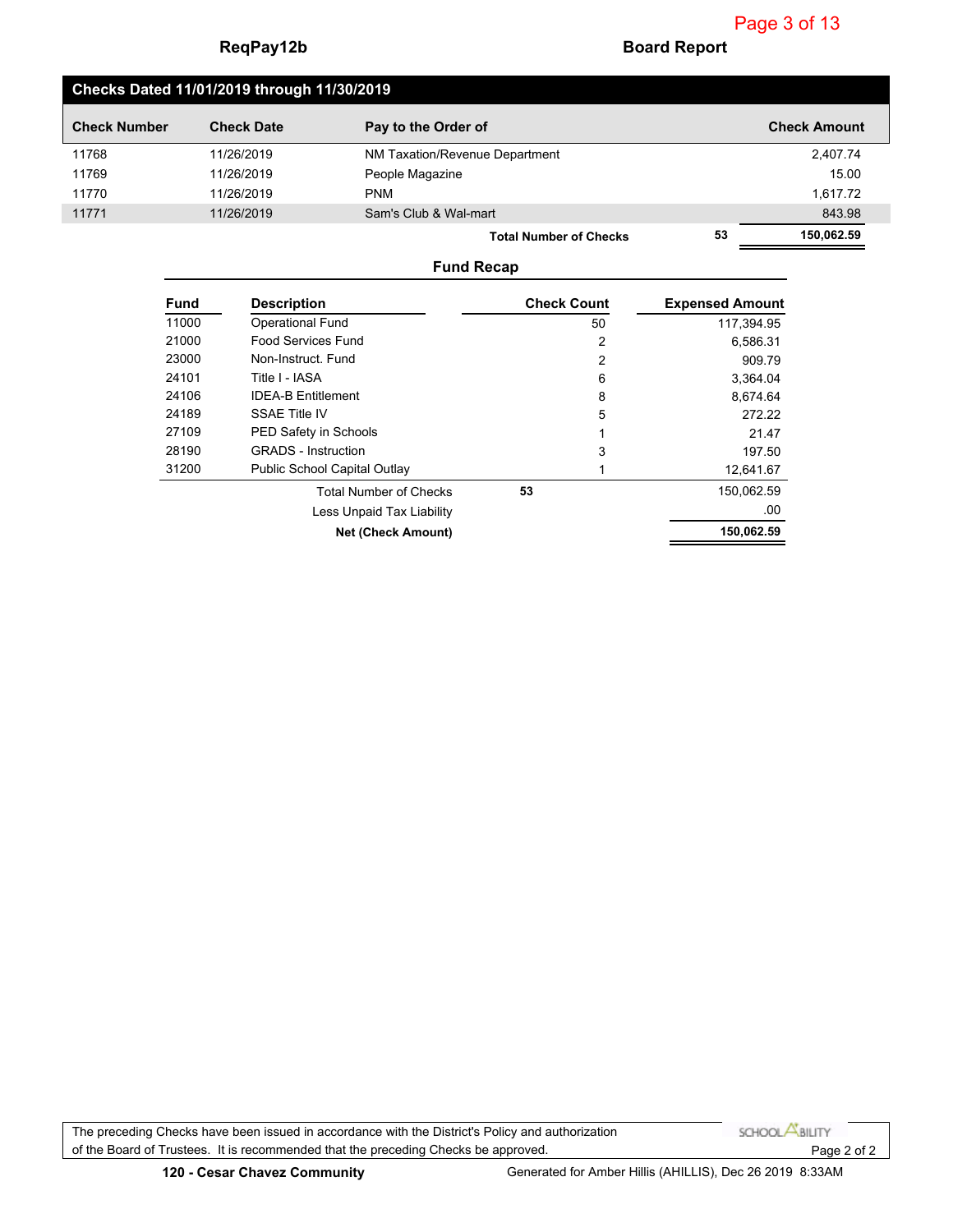**ReqPay12b** **Board Report**

## Checks Dated 11/01/2019 through 11/30/2019

| Check Number | Check Date | Pay to the Order of | | Check Amount |
|---|---|---|---|---|
| 11768 | 11/26/2019 | NM Taxation/Revenue Department | | 2,407.74 |
| 11769 | 11/26/2019 | People Magazine | | 15.00 |
| 11770 | 11/26/2019 | PNM | | 1,617.72 |
| 11771 | 11/26/2019 | Sam's Club & Wal-mart | | 843.98 |
| | | **Total Number of Checks** | **53** | **150,062.59** |

### Fund Recap

| Fund | Description | Check Count | Expensed Amount |
|---|---|---|---|
| 11000 | Operational Fund | 50 | 117,394.95 |
| 21000 | Food Services Fund | 2 | 6,586.31 |
| 23000 | Non-Instruct. Fund | 2 | 909.79 |
| 24101 | Title I - IASA | 6 | 3,364.04 |
| 24106 | IDEA-B Entitlement | 8 | 8,674.64 |
| 24189 | SSAE Title IV | 5 | 272.22 |
| 27109 | PED Safety in Schools | 1 | 21.47 |
| 28190 | GRADS - Instruction | 3 | 197.50 |
| 31200 | Public School Capital Outlay | 1 | 12,641.67 |
| | Total Number of Checks | **53** | 150,062.59 |
| | Less Unpaid Tax Liability | | .00 |
| | **Net (Check Amount)** | | **150,062.59** |

The preceding Checks have been issued in accordance with the District's Policy and authorization of the Board of Trustees. It is recommended that the preceding Checks be approved.

**120 - Cesar Chavez Community** Generated for Amber Hillis (AHILLIS), Dec 26 2019 8:33AM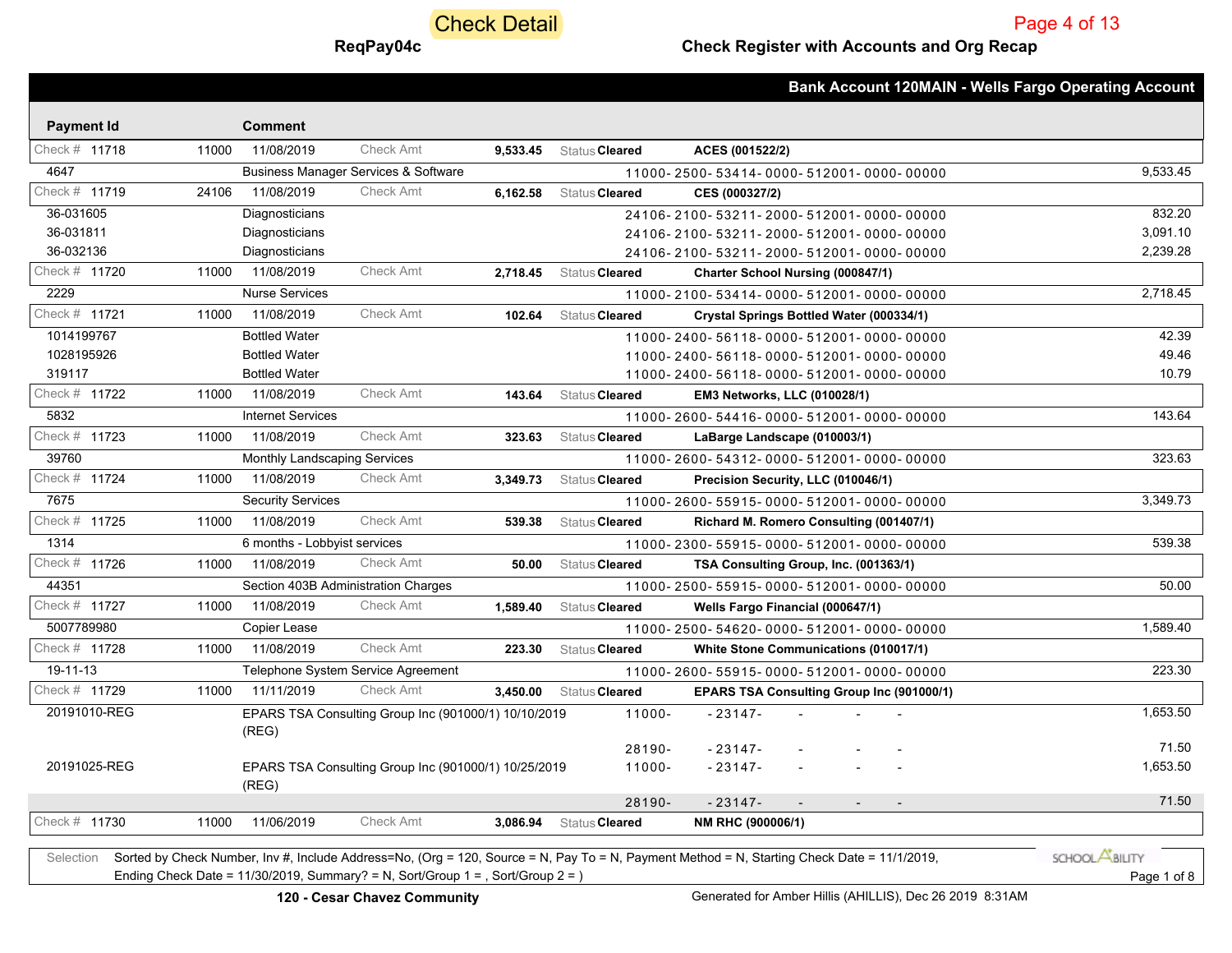# Check Detail

**ReqPay04c** — **Check Register with Accounts and Org Recap**

**Bank Account 120MAIN - Wells Fargo Operating Account**

| Payment Id | | Comment | | | | |
|---|---|---|---|---|---|---|
| Check # 11718 | 11000 | 11/08/2019 Check Amt | 9,533.45 | Status Cleared | ACES (001522/2) | |
| 4647 | | Business Manager Services & Software | | 11000- 2500- 53414- 0000- 512001- 0000- 00000 | | 9,533.45 |
| Check # 11719 | 24106 | 11/08/2019 Check Amt | 6,162.58 | Status Cleared | CES (000327/2) | |
| 36-031605 | | Diagnosticians | | 24106- 2100- 53211- 2000- 512001- 0000- 00000 | | 832.20 |
| 36-031811 | | Diagnosticians | | 24106- 2100- 53211- 2000- 512001- 0000- 00000 | | 3,091.10 |
| 36-032136 | | Diagnosticians | | 24106- 2100- 53211- 2000- 512001- 0000- 00000 | | 2,239.28 |
| Check # 11720 | 11000 | 11/08/2019 Check Amt | 2,718.45 | Status Cleared | Charter School Nursing (000847/1) | |
| 2229 | | Nurse Services | | 11000- 2100- 53414- 0000- 512001- 0000- 00000 | | 2,718.45 |
| Check # 11721 | 11000 | 11/08/2019 Check Amt | 102.64 | Status Cleared | Crystal Springs Bottled Water (000334/1) | |
| 1014199767 | | Bottled Water | | 11000- 2400- 56118- 0000- 512001- 0000- 00000 | | 42.39 |
| 1028195926 | | Bottled Water | | 11000- 2400- 56118- 0000- 512001- 0000- 00000 | | 49.46 |
| 319117 | | Bottled Water | | 11000- 2400- 56118- 0000- 512001- 0000- 00000 | | 10.79 |
| Check # 11722 | 11000 | 11/08/2019 Check Amt | 143.64 | Status Cleared | EM3 Networks, LLC (010028/1) | |
| 5832 | | Internet Services | | 11000- 2600- 54416- 0000- 512001- 0000- 00000 | | 143.64 |
| Check # 11723 | 11000 | 11/08/2019 Check Amt | 323.63 | Status Cleared | LaBarge Landscape (010003/1) | |
| 39760 | | Monthly Landscaping Services | | 11000- 2600- 54312- 0000- 512001- 0000- 00000 | | 323.63 |
| Check # 11724 | 11000 | 11/08/2019 Check Amt | 3,349.73 | Status Cleared | Precision Security, LLC (010046/1) | |
| 7675 | | Security Services | | 11000- 2600- 55915- 0000- 512001- 0000- 00000 | | 3,349.73 |
| Check # 11725 | 11000 | 11/08/2019 Check Amt | 539.38 | Status Cleared | Richard M. Romero Consulting (001407/1) | |
| 1314 | | 6 months - Lobbyist services | | 11000- 2300- 55915- 0000- 512001- 0000- 00000 | | 539.38 |
| Check # 11726 | 11000 | 11/08/2019 Check Amt | 50.00 | Status Cleared | TSA Consulting Group, Inc. (001363/1) | |
| 44351 | | Section 403B Administration Charges | | 11000- 2500- 55915- 0000- 512001- 0000- 00000 | | 50.00 |
| Check # 11727 | 11000 | 11/08/2019 Check Amt | 1,589.40 | Status Cleared | Wells Fargo Financial (000647/1) | |
| 5007789980 | | Copier Lease | | 11000- 2500- 54620- 0000- 512001- 0000- 00000 | | 1,589.40 |
| Check # 11728 | 11000 | 11/08/2019 Check Amt | 223.30 | Status Cleared | White Stone Communications (010017/1) | |
| 19-11-13 | | Telephone System Service Agreement | | 11000- 2600- 55915- 0000- 512001- 0000- 00000 | | 223.30 |
| Check # 11729 | 11000 | 11/11/2019 Check Amt | 3,450.00 | Status Cleared | EPARS TSA Consulting Group Inc (901000/1) | |
| 20191010-REG | | EPARS TSA Consulting Group Inc (901000/1) 10/10/2019 (REG) | | 11000- - 23147- - - - | | 1,653.50 |
| | | | | 28190- - 23147- - - - | | 71.50 |
| 20191025-REG | | EPARS TSA Consulting Group Inc (901000/1) 10/25/2019 (REG) | | 11000- - 23147- - - - | | 1,653.50 |
| | | | | 28190- - 23147- - - - | | 71.50 |
| Check # 11730 | 11000 | 11/06/2019 Check Amt | 3,086.94 | Status Cleared | NM RHC (900006/1) | |

Selection: Sorted by Check Number, Inv #, Include Address=No, (Org = 120, Source = N, Pay To = N, Payment Method = N, Starting Check Date = 11/1/2019, Ending Check Date = 11/30/2019, Summary? = N, Sort/Group 1 = , Sort/Group 2 = )

**120 - Cesar Chavez Community** — Generated for Amber Hillis (AHILLIS), Dec 26 2019 8:31AM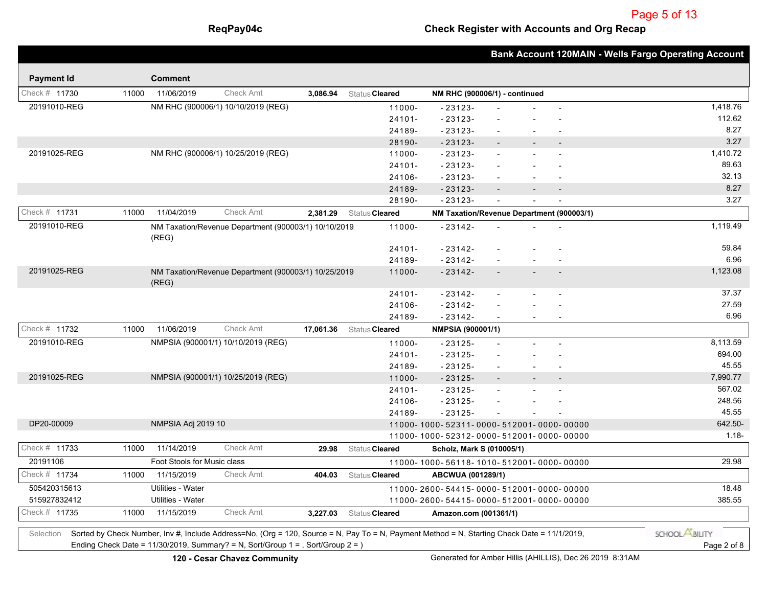## Bank Account 120MAIN - Wells Fargo Operating Account

| Payment Id | Comment | Account | Amount |
|---|---|---|---|
| Check # 11730 · 11000 · 11/06/2019 · Check Amt 3,086.94 · Status Cleared | **NM RHC (900006/1) - continued** | | |
| 20191010-REG | NM RHC (900006/1) 10/10/2019 (REG) | 11000- -23123- - - - | 1,418.76 |
| | | 24101- -23123- - - - | 112.62 |
| | | 24189- -23123- - - - | 8.27 |
| | | 28190- -23123- - - - | 3.27 |
| 20191025-REG | NM RHC (900006/1) 10/25/2019 (REG) | 11000- -23123- - - - | 1,410.72 |
| | | 24101- -23123- - - - | 89.63 |
| | | 24106- -23123- - - - | 32.13 |
| | | 24189- -23123- - - - | 8.27 |
| | | 28190- -23123- - - - | 3.27 |
| Check # 11731 · 11000 · 11/04/2019 · Check Amt 2,381.29 · Status Cleared | **NM Taxation/Revenue Department (900003/1)** | | |
| 20191010-REG | NM Taxation/Revenue Department (900003/1) 10/10/2019 (REG) | 11000- -23142- - - - | 1,119.49 |
| | | 24101- -23142- - - - | 59.84 |
| | | 24189- -23142- - - - | 6.96 |
| 20191025-REG | NM Taxation/Revenue Department (900003/1) 10/25/2019 (REG) | 11000- -23142- - - - | 1,123.08 |
| | | 24101- -23142- - - - | 37.37 |
| | | 24106- -23142- - - - | 27.59 |
| | | 24189- -23142- - - - | 6.96 |
| Check # 11732 · 11000 · 11/06/2019 · Check Amt 17,061.36 · Status Cleared | **NMPSIA (900001/1)** | | |
| 20191010-REG | NMPSIA (900001/1) 10/10/2019 (REG) | 11000- -23125- - - - | 8,113.59 |
| | | 24101- -23125- - - - | 694.00 |
| | | 24189- -23125- - - - | 45.55 |
| 20191025-REG | NMPSIA (900001/1) 10/25/2019 (REG) | 11000- -23125- - - - | 7,990.77 |
| | | 24101- -23125- - - - | 567.02 |
| | | 24106- -23125- - - - | 248.56 |
| | | 24189- -23125- - - - | 45.55 |
| DP20-00009 | NMPSIA Adj 2019 10 | 11000-1000-52311-0000-512001-0000-00000 | 642.50- |
| | | 11000-1000-52312-0000-512001-0000-00000 | 1.18- |
| Check # 11733 · 11000 · 11/14/2019 · Check Amt 29.98 · Status Cleared | **Scholz, Mark S (010005/1)** | | |
| 20191106 | Foot Stools for Music class | 11000-1000-56118-1010-512001-0000-00000 | 29.98 |
| Check # 11734 · 11000 · 11/15/2019 · Check Amt 404.03 · Status Cleared | **ABCWUA (001289/1)** | | |
| 505420315613 | Utilities - Water | 11000-2600-54415-0000-512001-0000-00000 | 18.48 |
| 515927832412 | Utilities - Water | 11000-2600-54415-0000-512001-0000-00000 | 385.55 |
| Check # 11735 · 11000 · 11/15/2019 · Check Amt 3,227.03 · Status Cleared | **Amazon.com (001361/1)** | | |

Selection: Sorted by Check Number, Inv #, Include Address=No, (Org = 120, Source = N, Pay To = N, Payment Method = N, Starting Check Date = 11/1/2019, Ending Check Date = 11/30/2019, Summary? = N, Sort/Group 1 = , Sort/Group 2 = )

120 - Cesar Chavez Community

Generated for Amber Hillis (AHILLIS), Dec 26 2019 8:31AM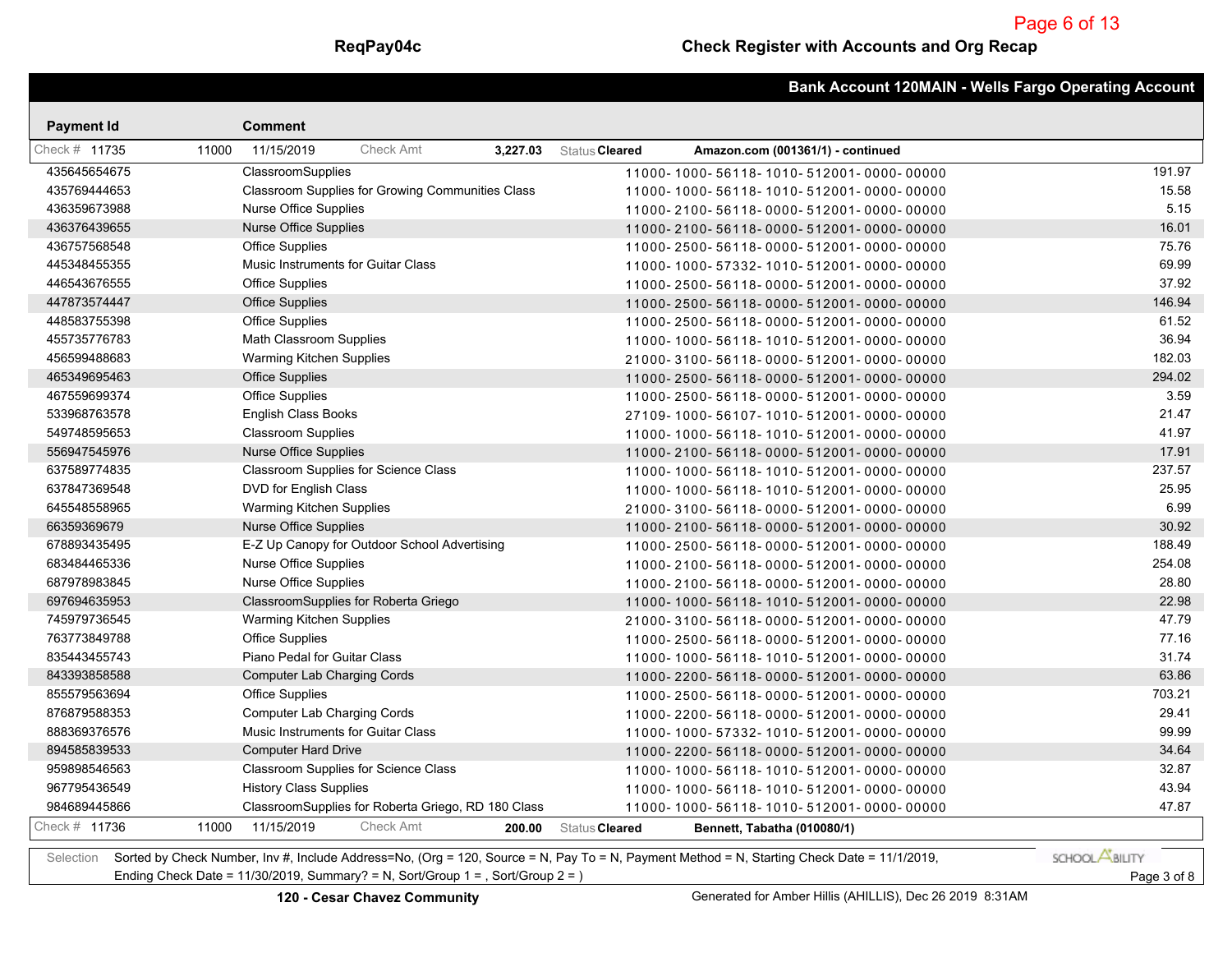**ReqPay04c** **Check Register with Accounts and Org Recap**

**Bank Account 120MAIN - Wells Fargo Operating Account**

| Payment Id | Comment | Account | Amount |
|---|---|---|---|
| Check # 11735 &nbsp; 11000 &nbsp; 11/15/2019 | Check Amt **3,227.03** &nbsp; Status **Cleared** | **Amazon.com (001361/1) - continued** | |
| 435645654675 | ClassroomSupplies | 11000-1000-56118-1010-512001-0000-00000 | 191.97 |
| 435769444653 | Classroom Supplies for Growing Communities Class | 11000-1000-56118-1010-512001-0000-00000 | 15.58 |
| 436359673988 | Nurse Office Supplies | 11000-2100-56118-0000-512001-0000-00000 | 5.15 |
| 436376439655 | Nurse Office Supplies | 11000-2100-56118-0000-512001-0000-00000 | 16.01 |
| 436757568548 | Office Supplies | 11000-2500-56118-0000-512001-0000-00000 | 75.76 |
| 445348455355 | Music Instruments for Guitar Class | 11000-1000-57332-1010-512001-0000-00000 | 69.99 |
| 446543676555 | Office Supplies | 11000-2500-56118-0000-512001-0000-00000 | 37.92 |
| 447873574447 | Office Supplies | 11000-2500-56118-0000-512001-0000-00000 | 146.94 |
| 448583755398 | Office Supplies | 11000-2500-56118-0000-512001-0000-00000 | 61.52 |
| 455735776783 | Math Classroom Supplies | 11000-1000-56118-1010-512001-0000-00000 | 36.94 |
| 456599488683 | Warming Kitchen Supplies | 21000-3100-56118-0000-512001-0000-00000 | 182.03 |
| 465349695463 | Office Supplies | 11000-2500-56118-0000-512001-0000-00000 | 294.02 |
| 467559699374 | Office Supplies | 11000-2500-56118-0000-512001-0000-00000 | 3.59 |
| 533968763578 | English Class Books | 27109-1000-56107-1010-512001-0000-00000 | 21.47 |
| 549748595653 | Classroom Supplies | 11000-1000-56118-1010-512001-0000-00000 | 41.97 |
| 556947545976 | Nurse Office Supplies | 11000-2100-56118-0000-512001-0000-00000 | 17.91 |
| 637589774835 | Classroom Supplies for Science Class | 11000-1000-56118-1010-512001-0000-00000 | 237.57 |
| 637847369548 | DVD for English Class | 11000-1000-56118-1010-512001-0000-00000 | 25.95 |
| 645548558965 | Warming Kitchen Supplies | 21000-3100-56118-0000-512001-0000-00000 | 6.99 |
| 66359369679 | Nurse Office Supplies | 11000-2100-56118-0000-512001-0000-00000 | 30.92 |
| 678893435495 | E-Z Up Canopy for Outdoor School Advertising | 11000-2500-56118-0000-512001-0000-00000 | 188.49 |
| 683484465336 | Nurse Office Supplies | 11000-2100-56118-0000-512001-0000-00000 | 254.08 |
| 687978983845 | Nurse Office Supplies | 11000-2100-56118-0000-512001-0000-00000 | 28.80 |
| 697694635953 | ClassroomSupplies for Roberta Griego | 11000-1000-56118-1010-512001-0000-00000 | 22.98 |
| 745979736545 | Warming Kitchen Supplies | 21000-3100-56118-0000-512001-0000-00000 | 47.79 |
| 763773849788 | Office Supplies | 11000-2500-56118-0000-512001-0000-00000 | 77.16 |
| 835443455743 | Piano Pedal for Guitar Class | 11000-1000-56118-1010-512001-0000-00000 | 31.74 |
| 843393858588 | Computer Lab Charging Cords | 11000-2200-56118-0000-512001-0000-00000 | 63.86 |
| 855579563694 | Office Supplies | 11000-2500-56118-0000-512001-0000-00000 | 703.21 |
| 876879588353 | Computer Lab Charging Cords | 11000-2200-56118-0000-512001-0000-00000 | 29.41 |
| 888369376576 | Music Instruments for Guitar Class | 11000-1000-57332-1010-512001-0000-00000 | 99.99 |
| 894585839533 | Computer Hard Drive | 11000-2200-56118-0000-512001-0000-00000 | 34.64 |
| 959898546563 | Classroom Supplies for Science Class | 11000-1000-56118-1010-512001-0000-00000 | 32.87 |
| 967795436549 | History Class Supplies | 11000-1000-56118-1010-512001-0000-00000 | 43.94 |
| 984689445866 | ClassroomSupplies for Roberta Griego, RD 180 Class | 11000-1000-56118-1010-512001-0000-00000 | 47.87 |
| Check # 11736 &nbsp; 11000 &nbsp; 11/15/2019 | Check Amt **200.00** &nbsp; Status **Cleared** | **Bennett, Tabatha (010080/1)** | |

Selection: Sorted by Check Number, Inv #, Include Address=No, (Org = 120, Source = N, Pay To = N, Payment Method = N, Starting Check Date = 11/1/2019, Ending Check Date = 11/30/2019, Summary? = N, Sort/Group 1 = , Sort/Group 2 = )

**120 - Cesar Chavez Community** &nbsp;&nbsp; Generated for Amber Hillis (AHILLIS), Dec 26 2019 8:31AM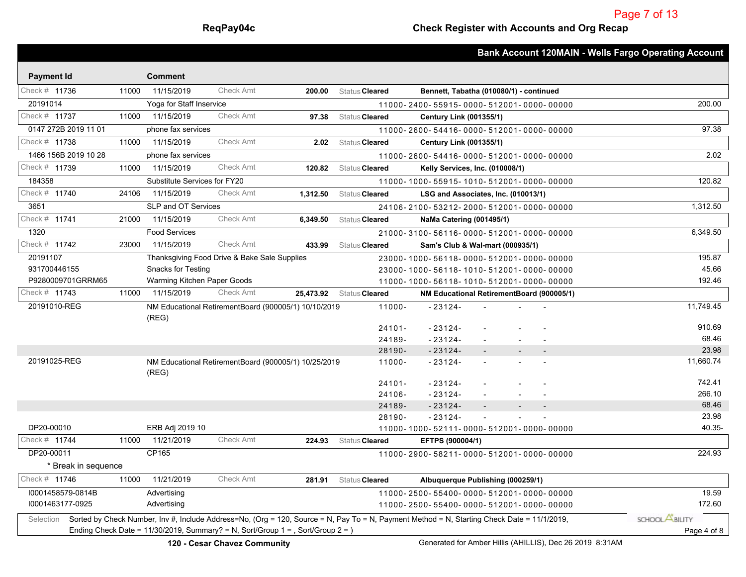## ReqPay04c — Check Register with Accounts and Org Recap

**Bank Account 120MAIN - Wells Fargo Operating Account**

| Payment Id | | Comment | | Check Amt | Status | Vendor / Account | Amount |
|---|---|---|---|---|---|---|---|
| Check # 11736 | 11000 | 11/15/2019 | Check Amt | 200.00 | Status Cleared | **Bennett, Tabatha (010080/1) - continued** | |
| 20191014 | | Yoga for Staff Inservice | | | | 11000- 2400- 55915- 0000- 512001- 0000- 00000 | 200.00 |
| Check # 11737 | 11000 | 11/15/2019 | Check Amt | 97.38 | Status Cleared | **Century Link (001355/1)** | |
| 0147 272B 2019 11 01 | | phone fax services | | | | 11000- 2600- 54416- 0000- 512001- 0000- 00000 | 97.38 |
| Check # 11738 | 11000 | 11/15/2019 | Check Amt | 2.02 | Status Cleared | **Century Link (001355/1)** | |
| 1466 156B 2019 10 28 | | phone fax services | | | | 11000- 2600- 54416- 0000- 512001- 0000- 00000 | 2.02 |
| Check # 11739 | 11000 | 11/15/2019 | Check Amt | 120.82 | Status Cleared | **Kelly Services, Inc. (010008/1)** | |
| 184358 | | Substitute Services for FY20 | | | | 11000- 1000- 55915- 1010- 512001- 0000- 00000 | 120.82 |
| Check # 11740 | 24106 | 11/15/2019 | Check Amt | 1,312.50 | Status Cleared | **LSG and Associates, Inc. (010013/1)** | |
| 3651 | | SLP and OT Services | | | | 24106- 2100- 53212- 2000- 512001- 0000- 00000 | 1,312.50 |
| Check # 11741 | 21000 | 11/15/2019 | Check Amt | 6,349.50 | Status Cleared | **NaMa Catering (001495/1)** | |
| 1320 | | Food Services | | | | 21000- 3100- 56116- 0000- 512001- 0000- 00000 | 6,349.50 |
| Check # 11742 | 23000 | 11/15/2019 | Check Amt | 433.99 | Status Cleared | **Sam's Club & Wal-mart (000935/1)** | |
| 20191107 | | Thanksgiving Food Drive & Bake Sale Supplies | | | | 23000- 1000- 56118- 0000- 512001- 0000- 00000 | 195.87 |
| 931700446155 | | Snacks for Testing | | | | 23000- 1000- 56118- 1010- 512001- 0000- 00000 | 45.66 |
| P9280009701GRRM65 | | Warming Kitchen Paper Goods | | | | 11000- 1000- 56118- 1010- 512001- 0000- 00000 | 192.46 |
| Check # 11743 | 11000 | 11/15/2019 | Check Amt | 25,473.92 | Status Cleared | **NM Educational RetirementBoard (900005/1)** | |
| 20191010-REG | | NM Educational RetirementBoard (900005/1) 10/10/2019 (REG) | | | | 11000- - 23124- - - - | 11,749.45 |
| | | | | | | 24101- - 23124- - - - | 910.69 |
| | | | | | | 24189- - 23124- - - - | 68.46 |
| | | | | | | 28190- - 23124- - - - | 23.98 |
| 20191025-REG | | NM Educational RetirementBoard (900005/1) 10/25/2019 (REG) | | | | 11000- - 23124- - - - | 11,660.74 |
| | | | | | | 24101- - 23124- - - - | 742.41 |
| | | | | | | 24106- - 23124- - - - | 266.10 |
| | | | | | | 24189- - 23124- - - - | 68.46 |
| | | | | | | 28190- - 23124- - - - | 23.98 |
| DP20-00010 | | ERB Adj 2019 10 | | | | 11000- 1000- 52111- 0000- 512001- 0000- 00000 | 40.35- |
| Check # 11744 | 11000 | 11/21/2019 | Check Amt | 224.93 | Status Cleared | **EFTPS (900004/1)** | |
| DP20-00011 | | CP165 | | | | 11000- 2900- 58211- 0000- 512001- 0000- 00000 | 224.93 |
| * Break in sequence | | | | | | | |
| Check # 11746 | 11000 | 11/21/2019 | Check Amt | 281.91 | Status Cleared | **Albuquerque Publishing (000259/1)** | |
| I0001458579-0814B | | Advertising | | | | 11000- 2500- 55400- 0000- 512001- 0000- 00000 | 19.59 |
| I0001463177-0925 | | Advertising | | | | 11000- 2500- 55400- 0000- 512001- 0000- 00000 | 172.60 |

Selection: Sorted by Check Number, Inv #, Include Address=No, (Org = 120, Source = N, Pay To = N, Payment Method = N, Starting Check Date = 11/1/2019, Ending Check Date = 11/30/2019, Summary? = N, Sort/Group 1 = , Sort/Group 2 = )

120 - Cesar Chavez Community — Generated for Amber Hillis (AHILLIS), Dec 26 2019 8:31AM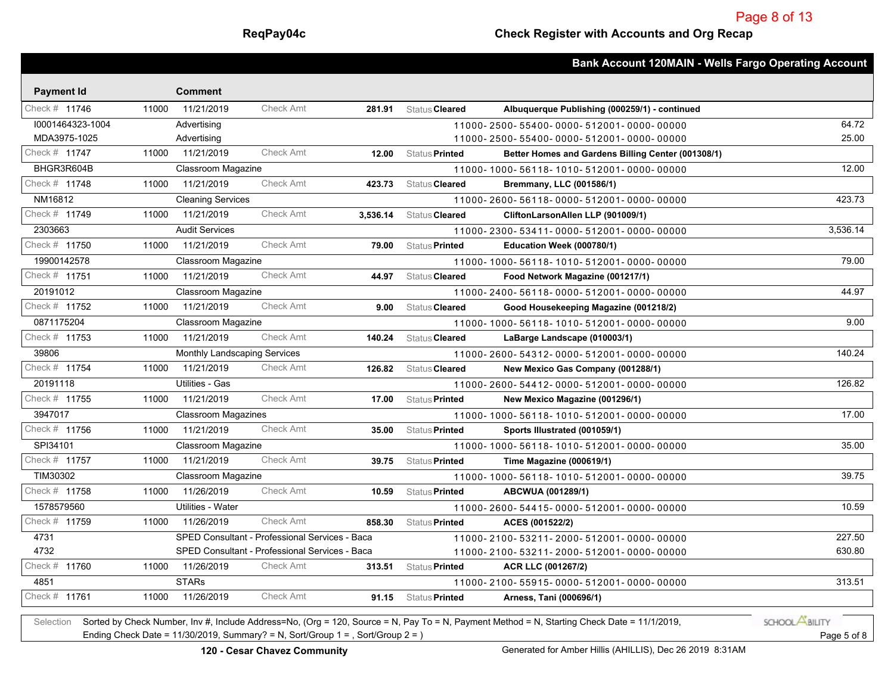**ReqPay04c** **Check Register with Accounts and Org Recap**

## Bank Account 120MAIN - Wells Fargo Operating Account

| Payment Id | | Comment | | | | | | |
|---|---|---|---|---|---|---|---|---|
| Check # 11746 | 11000 | 11/21/2019 | Check Amt | 281.91 | Status Cleared | **Albuquerque Publishing (000259/1) - continued** | | |
| I0001464323-1004 | | Advertising | | | | 11000-2500-55400-0000-512001-0000-00000 | | 64.72 |
| MDA3975-1025 | | Advertising | | | | 11000-2500-55400-0000-512001-0000-00000 | | 25.00 |
| Check # 11747 | 11000 | 11/21/2019 | Check Amt | 12.00 | Status Printed | **Better Homes and Gardens Billing Center (001308/1)** | | |
| BHGR3R604B | | Classroom Magazine | | | | 11000-1000-56118-1010-512001-0000-00000 | | 12.00 |
| Check # 11748 | 11000 | 11/21/2019 | Check Amt | 423.73 | Status Cleared | **Bremmany, LLC (001586/1)** | | |
| NM16812 | | Cleaning Services | | | | 11000-2600-56118-0000-512001-0000-00000 | | 423.73 |
| Check # 11749 | 11000 | 11/21/2019 | Check Amt | 3,536.14 | Status Cleared | **CliftonLarsonAllen LLP (901009/1)** | | |
| 2303663 | | Audit Services | | | | 11000-2300-53411-0000-512001-0000-00000 | | 3,536.14 |
| Check # 11750 | 11000 | 11/21/2019 | Check Amt | 79.00 | Status Printed | **Education Week (000780/1)** | | |
| 19900142578 | | Classroom Magazine | | | | 11000-1000-56118-1010-512001-0000-00000 | | 79.00 |
| Check # 11751 | 11000 | 11/21/2019 | Check Amt | 44.97 | Status Cleared | **Food Network Magazine (001217/1)** | | |
| 20191012 | | Classroom Magazine | | | | 11000-2400-56118-0000-512001-0000-00000 | | 44.97 |
| Check # 11752 | 11000 | 11/21/2019 | Check Amt | 9.00 | Status Cleared | **Good Housekeeping Magazine (001218/2)** | | |
| 0871175204 | | Classroom Magazine | | | | 11000-1000-56118-1010-512001-0000-00000 | | 9.00 |
| Check # 11753 | 11000 | 11/21/2019 | Check Amt | 140.24 | Status Cleared | **LaBarge Landscape (010003/1)** | | |
| 39806 | | Monthly Landscaping Services | | | | 11000-2600-54312-0000-512001-0000-00000 | | 140.24 |
| Check # 11754 | 11000 | 11/21/2019 | Check Amt | 126.82 | Status Cleared | **New Mexico Gas Company (001288/1)** | | |
| 20191118 | | Utilities - Gas | | | | 11000-2600-54412-0000-512001-0000-00000 | | 126.82 |
| Check # 11755 | 11000 | 11/21/2019 | Check Amt | 17.00 | Status Printed | **New Mexico Magazine (001296/1)** | | |
| 3947017 | | Classroom Magazines | | | | 11000-1000-56118-1010-512001-0000-00000 | | 17.00 |
| Check # 11756 | 11000 | 11/21/2019 | Check Amt | 35.00 | Status Printed | **Sports Illustrated (001059/1)** | | |
| SPI34101 | | Classroom Magazine | | | | 11000-1000-56118-1010-512001-0000-00000 | | 35.00 |
| Check # 11757 | 11000 | 11/21/2019 | Check Amt | 39.75 | Status Printed | **Time Magazine (000619/1)** | | |
| TIM30302 | | Classroom Magazine | | | | 11000-1000-56118-1010-512001-0000-00000 | | 39.75 |
| Check # 11758 | 11000 | 11/26/2019 | Check Amt | 10.59 | Status Printed | **ABCWUA (001289/1)** | | |
| 1578579560 | | Utilities - Water | | | | 11000-2600-54415-0000-512001-0000-00000 | | 10.59 |
| Check # 11759 | 11000 | 11/26/2019 | Check Amt | 858.30 | Status Printed | **ACES (001522/2)** | | |
| 4731 | | SPED Consultant - Professional Services - Baca | | | | 11000-2100-53211-2000-512001-0000-00000 | | 227.50 |
| 4732 | | SPED Consultant - Professional Services - Baca | | | | 11000-2100-53211-2000-512001-0000-00000 | | 630.80 |
| Check # 11760 | 11000 | 11/26/2019 | Check Amt | 313.51 | Status Printed | **ACR LLC (001267/2)** | | |
| 4851 | | STARs | | | | 11000-2100-55915-0000-512001-0000-00000 | | 313.51 |
| Check # 11761 | 11000 | 11/26/2019 | Check Amt | 91.15 | Status Printed | **Arness, Tani (000696/1)** | | |

Selection Sorted by Check Number, Inv #, Include Address=No, (Org = 120, Source = N, Pay To = N, Payment Method = N, Starting Check Date = 11/1/2019, Ending Check Date = 11/30/2019, Summary? = N, Sort/Group 1 = , Sort/Group 2 = )

120 - Cesar Chavez Community

Generated for Amber Hillis (AHILLIS), Dec 26 2019 8:31AM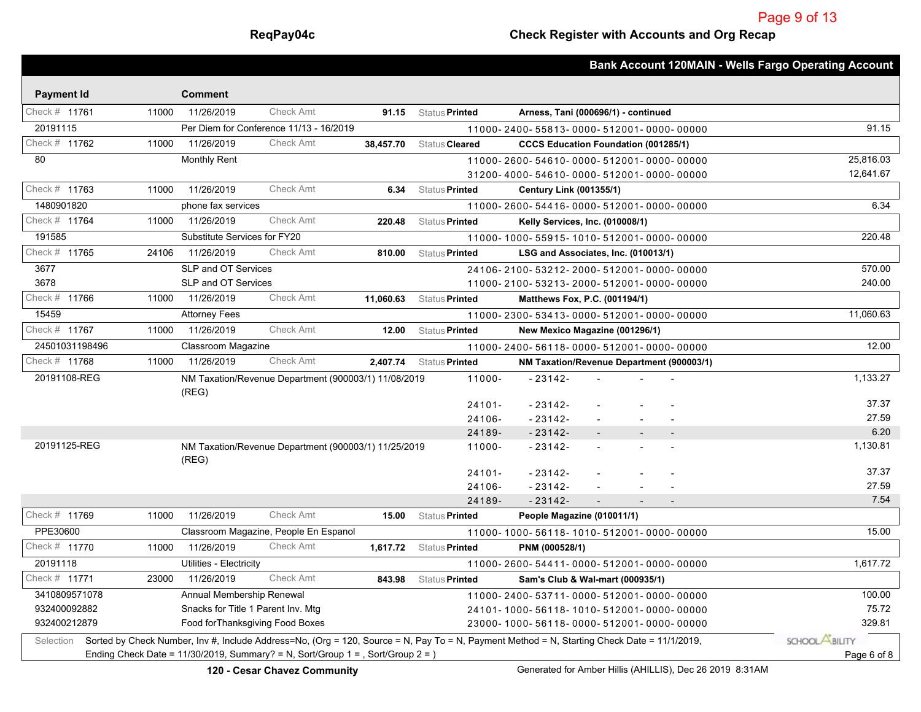**Bank Account 120MAIN - Wells Fargo Operating Account**

| Payment Id | | Comment | | | | | | |
|---|---|---|---|---|---|---|---|---|
| Check # 11761 | 11000 | 11/26/2019 | Check Amt | 91.15 | Status Printed | Arness, Tani (000696/1) - continued | | |
| 20191115 | | Per Diem for Conference 11/13 - 16/2019 | | | | 11000- 2400- 55813- 0000- 512001- 0000- 00000 | | 91.15 |
| Check # 11762 | 11000 | 11/26/2019 | Check Amt | 38,457.70 | Status Cleared | CCCS Education Foundation (001285/1) | | |
| 80 | | Monthly Rent | | | | 11000- 2600- 54610- 0000- 512001- 0000- 00000 | | 25,816.03 |
| | | | | | | 31200- 4000- 54610- 0000- 512001- 0000- 00000 | | 12,641.67 |
| Check # 11763 | 11000 | 11/26/2019 | Check Amt | 6.34 | Status Printed | Century Link (001355/1) | | |
| 1480901820 | | phone fax services | | | | 11000- 2600- 54416- 0000- 512001- 0000- 00000 | | 6.34 |
| Check # 11764 | 11000 | 11/26/2019 | Check Amt | 220.48 | Status Printed | Kelly Services, Inc. (010008/1) | | |
| 191585 | | Substitute Services for FY20 | | | | 11000- 1000- 55915- 1010- 512001- 0000- 00000 | | 220.48 |
| Check # 11765 | 24106 | 11/26/2019 | Check Amt | 810.00 | Status Printed | LSG and Associates, Inc. (010013/1) | | |
| 3677 | | SLP and OT Services | | | | 24106- 2100- 53212- 2000- 512001- 0000- 00000 | | 570.00 |
| 3678 | | SLP and OT Services | | | | 11000- 2100- 53213- 2000- 512001- 0000- 00000 | | 240.00 |
| Check # 11766 | 11000 | 11/26/2019 | Check Amt | 11,060.63 | Status Printed | Matthews Fox, P.C. (001194/1) | | |
| 15459 | | Attorney Fees | | | | 11000- 2300- 53413- 0000- 512001- 0000- 00000 | | 11,060.63 |
| Check # 11767 | 11000 | 11/26/2019 | Check Amt | 12.00 | Status Printed | New Mexico Magazine (001296/1) | | |
| 24501031198496 | | Classroom Magazine | | | | 11000- 2400- 56118- 0000- 512001- 0000- 00000 | | 12.00 |
| Check # 11768 | 11000 | 11/26/2019 | Check Amt | 2,407.74 | Status Printed | NM Taxation/Revenue Department (900003/1) | | |
| 20191108-REG | | NM Taxation/Revenue Department (900003/1) 11/08/2019 (REG) | | | | 11000- - 23142- - - - | | 1,133.27 |
| | | | | | | 24101- - 23142- - - - | | 37.37 |
| | | | | | | 24106- - 23142- - - - | | 27.59 |
| | | | | | | 24189- - 23142- - - - | | 6.20 |
| 20191125-REG | | NM Taxation/Revenue Department (900003/1) 11/25/2019 (REG) | | | | 11000- - 23142- - - - | | 1,130.81 |
| | | | | | | 24101- - 23142- - - - | | 37.37 |
| | | | | | | 24106- - 23142- - - - | | 27.59 |
| | | | | | | 24189- - 23142- - - - | | 7.54 |
| Check # 11769 | 11000 | 11/26/2019 | Check Amt | 15.00 | Status Printed | People Magazine (010011/1) | | |
| PPE30600 | | Classroom Magazine, People En Espanol | | | | 11000- 1000- 56118- 1010- 512001- 0000- 00000 | | 15.00 |
| Check # 11770 | 11000 | 11/26/2019 | Check Amt | 1,617.72 | Status Printed | PNM (000528/1) | | |
| 20191118 | | Utilities - Electricity | | | | 11000- 2600- 54411- 0000- 512001- 0000- 00000 | | 1,617.72 |
| Check # 11771 | 23000 | 11/26/2019 | Check Amt | 843.98 | Status Printed | Sam's Club & Wal-mart (000935/1) | | |
| 3410809571078 | | Annual Membership Renewal | | | | 11000- 2400- 53711- 0000- 512001- 0000- 00000 | | 100.00 |
| 932400092882 | | Snacks for Title 1 Parent Inv. Mtg | | | | 24101- 1000- 56118- 1010- 512001- 0000- 00000 | | 75.72 |
| 932400212879 | | Food forThanksgiving Food Boxes | | | | 23000- 1000- 56118- 0000- 512001- 0000- 00000 | | 329.81 |

Selection Sorted by Check Number, Inv #, Include Address=No, (Org = 120, Source = N, Pay To = N, Payment Method = N, Starting Check Date = 11/1/2019, Ending Check Date = 11/30/2019, Summary? = N, Sort/Group 1 = , Sort/Group 2 = )

120 - Cesar Chavez Community

Generated for Amber Hillis (AHILLIS), Dec 26 2019 8:31AM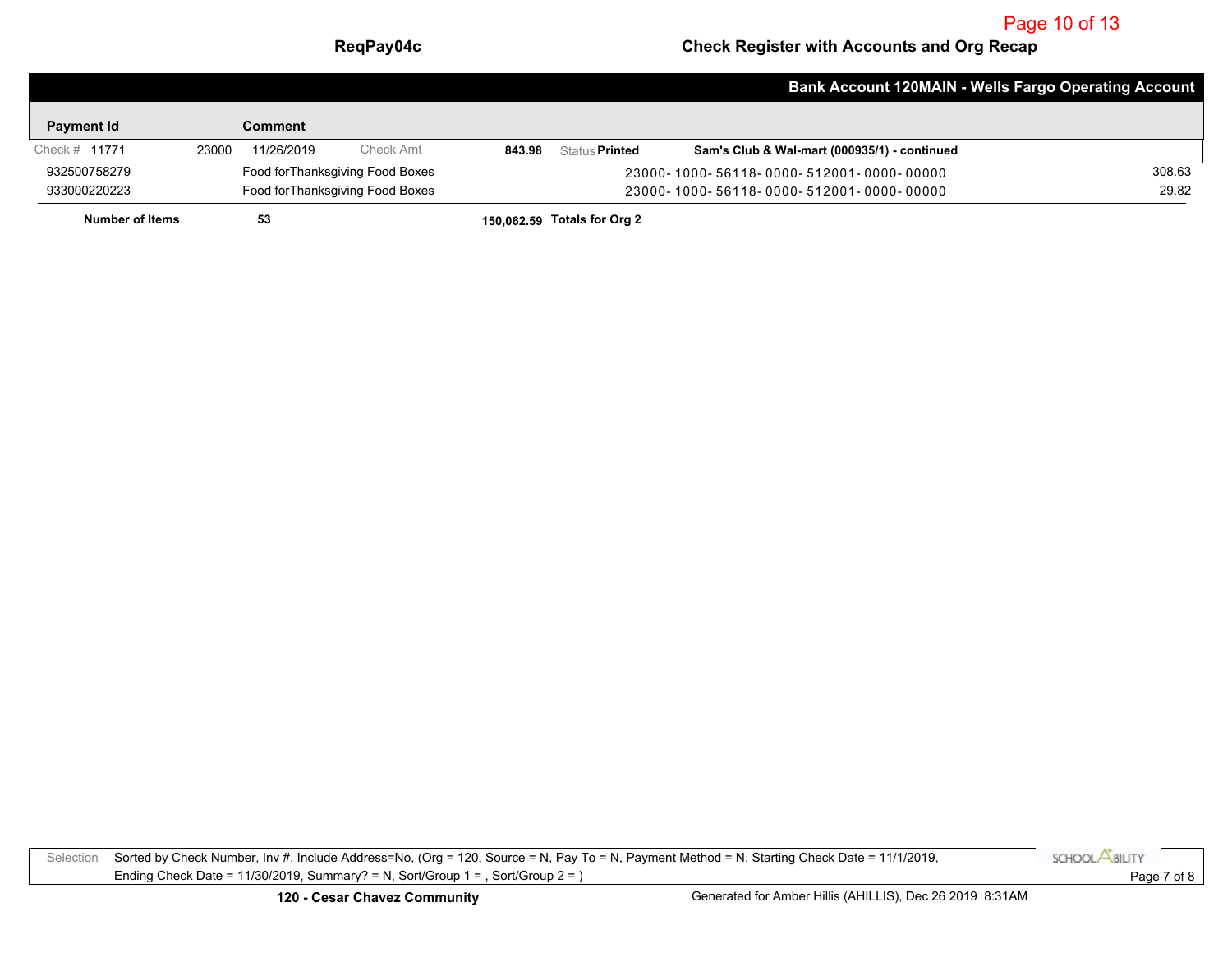## ReqPay04c — Check Register with Accounts and Org Recap

### Bank Account 120MAIN - Wells Fargo Operating Account

| Payment Id | | Comment | | | | | |
|---|---|---|---|---|---|---|---|
| Check # 11771 | 23000 | 11/26/2019 | Check Amt | 843.98 | Status **Printed** | **Sam's Club & Wal-mart (000935/1) - continued** | |
| 932500758279 | | Food forThanksgiving Food Boxes | | | | 23000- 1000- 56118- 0000- 512001- 0000- 00000 | 308.63 |
| 933000220223 | | Food forThanksgiving Food Boxes | | | | 23000- 1000- 56118- 0000- 512001- 0000- 00000 | 29.82 |
| **Number of Items** | | **53** | | **150,062.59** | **Totals for Org 2** | | |

Selection: Sorted by Check Number, Inv #, Include Address=No, (Org = 120, Source = N, Pay To = N, Payment Method = N, Starting Check Date = 11/1/2019, Ending Check Date = 11/30/2019, Summary? = N, Sort/Group 1 = , Sort/Group 2 = )

**120 - Cesar Chavez Community**

Generated for Amber Hillis (AHILLIS), Dec 26 2019 8:31AM